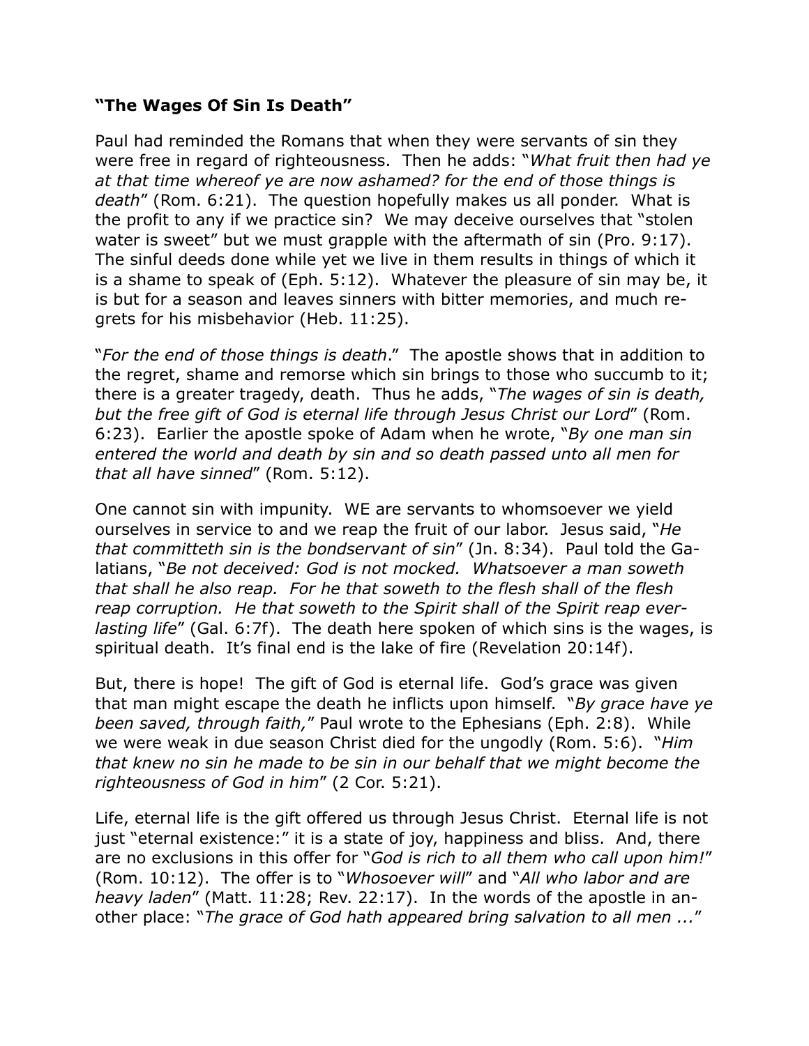**"The Wages Of Sin Is Death"**

Paul had reminded the Romans that when they were servants of sin they were free in regard of righteousness. Then he adds: "*What fruit then had ye at that time whereof ye are now ashamed? for the end of those things is death*" (Rom. 6:21). The question hopefully makes us all ponder. What is the profit to any if we practice sin? We may deceive ourselves that "stolen water is sweet" but we must grapple with the aftermath of sin (Pro. 9:17). The sinful deeds done while yet we live in them results in things of which it is a shame to speak of (Eph. 5:12). Whatever the pleasure of sin may be, it is but for a season and leaves sinners with bitter memories, and much regrets for his misbehavior (Heb. 11:25).

"*For the end of those things is death*." The apostle shows that in addition to the regret, shame and remorse which sin brings to those who succumb to it; there is a greater tragedy, death. Thus he adds, "*The wages of sin is death, but the free gift of God is eternal life through Jesus Christ our Lord*" (Rom. 6:23). Earlier the apostle spoke of Adam when he wrote, "*By one man sin entered the world and death by sin and so death passed unto all men for that all have sinned*" (Rom. 5:12).

One cannot sin with impunity. WE are servants to whomsoever we yield ourselves in service to and we reap the fruit of our labor. Jesus said, "*He that committeth sin is the bondservant of sin*" (Jn. 8:34). Paul told the Galatians, "*Be not deceived: God is not mocked. Whatsoever a man soweth that shall he also reap. For he that soweth to the flesh shall of the flesh reap corruption. He that soweth to the Spirit shall of the Spirit reap everlasting life*" (Gal. 6:7f). The death here spoken of which sins is the wages, is spiritual death. It's final end is the lake of fire (Revelation 20:14f).

But, there is hope! The gift of God is eternal life. God's grace was given that man might escape the death he inflicts upon himself. "*By grace have ye been saved, through faith,*" Paul wrote to the Ephesians (Eph. 2:8). While we were weak in due season Christ died for the ungodly (Rom. 5:6). "*Him that knew no sin he made to be sin in our behalf that we might become the righteousness of God in him*" (2 Cor. 5:21).

Life, eternal life is the gift offered us through Jesus Christ. Eternal life is not just "eternal existence:" it is a state of joy, happiness and bliss. And, there are no exclusions in this offer for "*God is rich to all them who call upon him!*" (Rom. 10:12). The offer is to "*Whosoever will*" and "*All who labor and are heavy laden*" (Matt. 11:28; Rev. 22:17). In the words of the apostle in another place: "*The grace of God hath appeared bring salvation to all men ...*"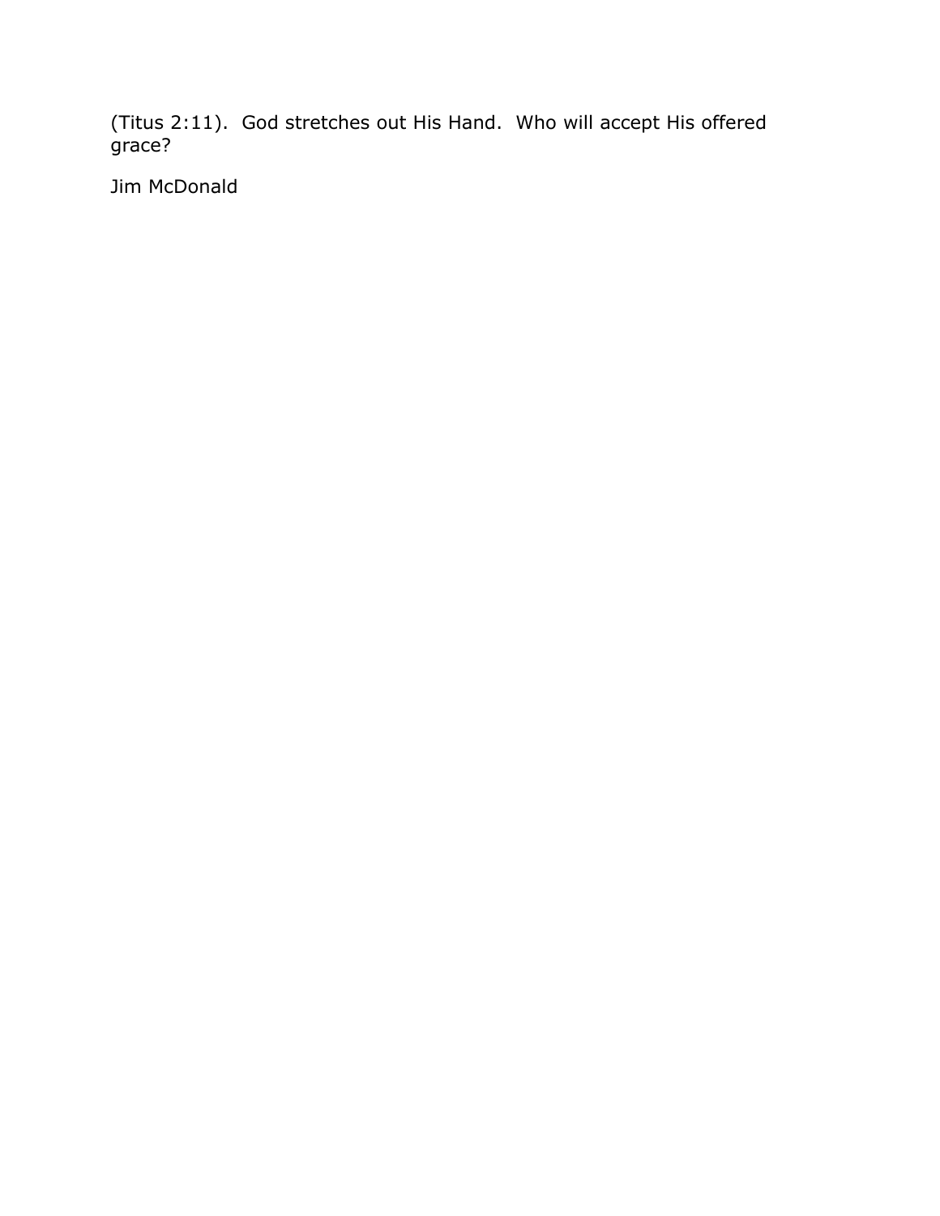(Titus 2:11). God stretches out His Hand. Who will accept His offered grace?

Jim McDonald